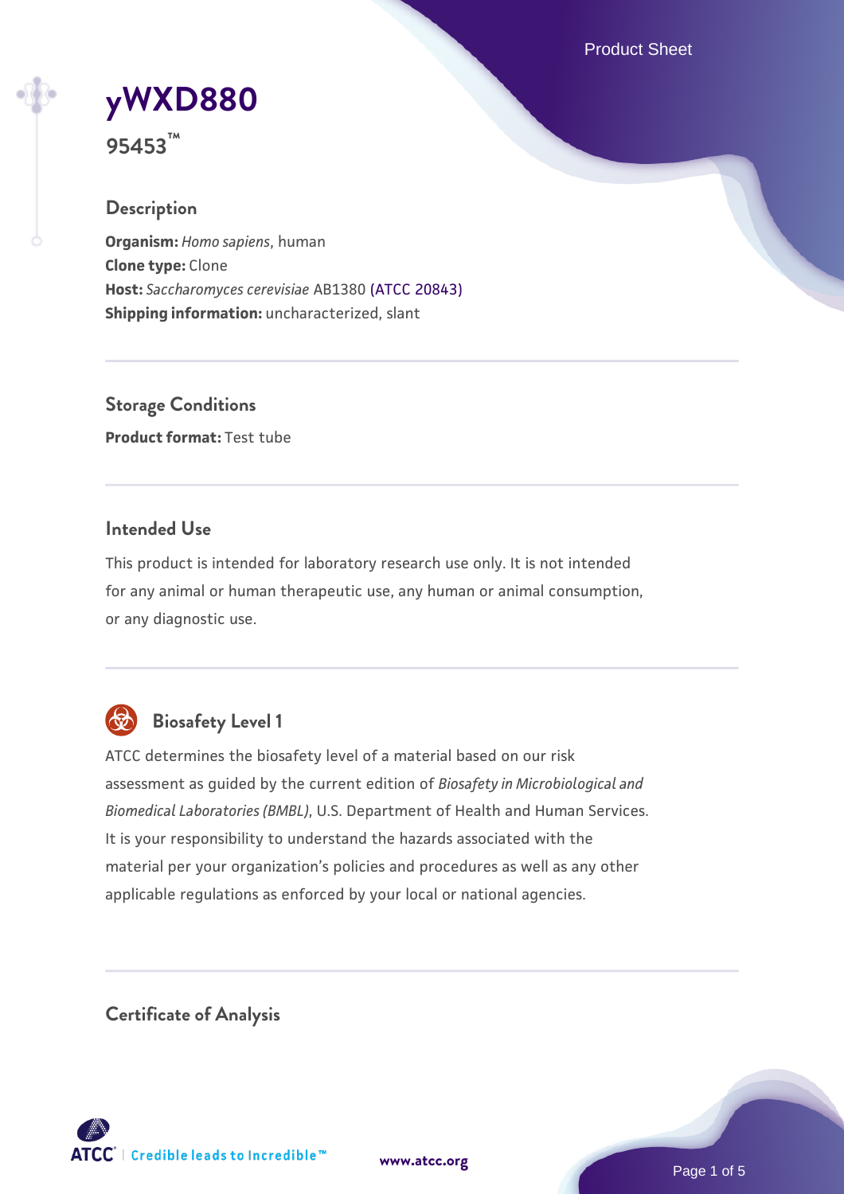# yWXD880

**95453™**

## Description

**Organism:** *Homo sapiens*, human
**Clone type:** Clone
**Host:** *Saccharomyces cerevisiae* AB1380 (ATCC 20843)
**Shipping information:** uncharacterized, slant

## Storage Conditions

**Product format:** Test tube

## Intended Use

This product is intended for laboratory research use only. It is not intended for any animal or human therapeutic use, any human or animal consumption, or any diagnostic use.

## Biosafety Level 1

ATCC determines the biosafety level of a material based on our risk assessment as guided by the current edition of *Biosafety in Microbiological and Biomedical Laboratories (BMBL)*, U.S. Department of Health and Human Services. It is your responsibility to understand the hazards associated with the material per your organization's policies and procedures as well as any other applicable regulations as enforced by your local or national agencies.

## Certificate of Analysis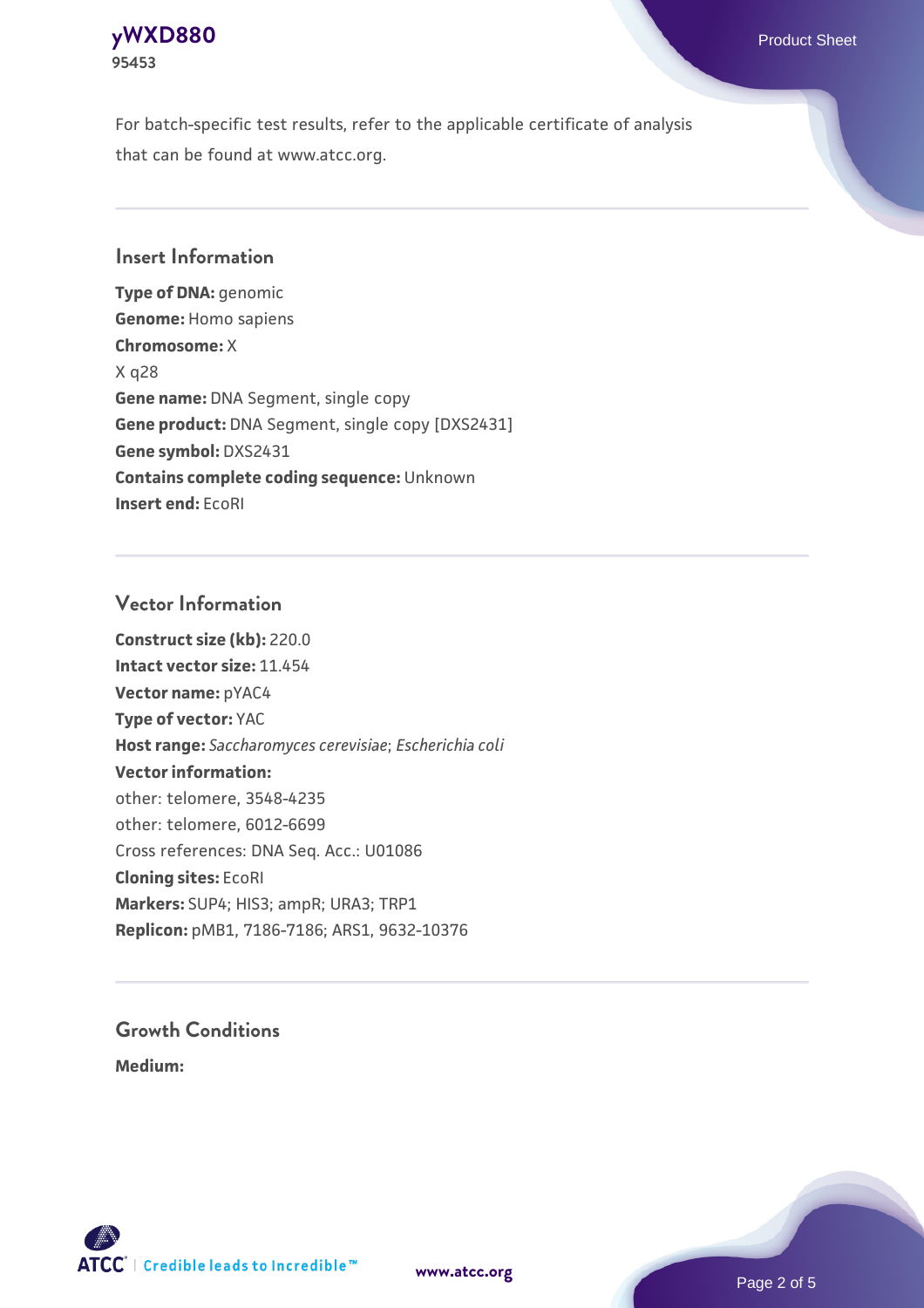For batch-specific test results, refer to the applicable certificate of analysis that can be found at www.atcc.org.

## Insert Information

**Type of DNA:** genomic
**Genome:** Homo sapiens
**Chromosome:** X
X q28
**Gene name:** DNA Segment, single copy
**Gene product:** DNA Segment, single copy [DXS2431]
**Gene symbol:** DXS2431
**Contains complete coding sequence:** Unknown
**Insert end:** EcoRI

## Vector Information

**Construct size (kb):** 220.0
**Intact vector size:** 11.454
**Vector name:** pYAC4
**Type of vector:** YAC
**Host range:** *Saccharomyces cerevisiae*; *Escherichia coli*
**Vector information:**
other: telomere, 3548-4235
other: telomere, 6012-6699
Cross references: DNA Seq. Acc.: U01086
**Cloning sites:** EcoRI
**Markers:** SUP4; HIS3; ampR; URA3; TRP1
**Replicon:** pMB1, 7186-7186; ARS1, 9632-10376

## Growth Conditions

**Medium:**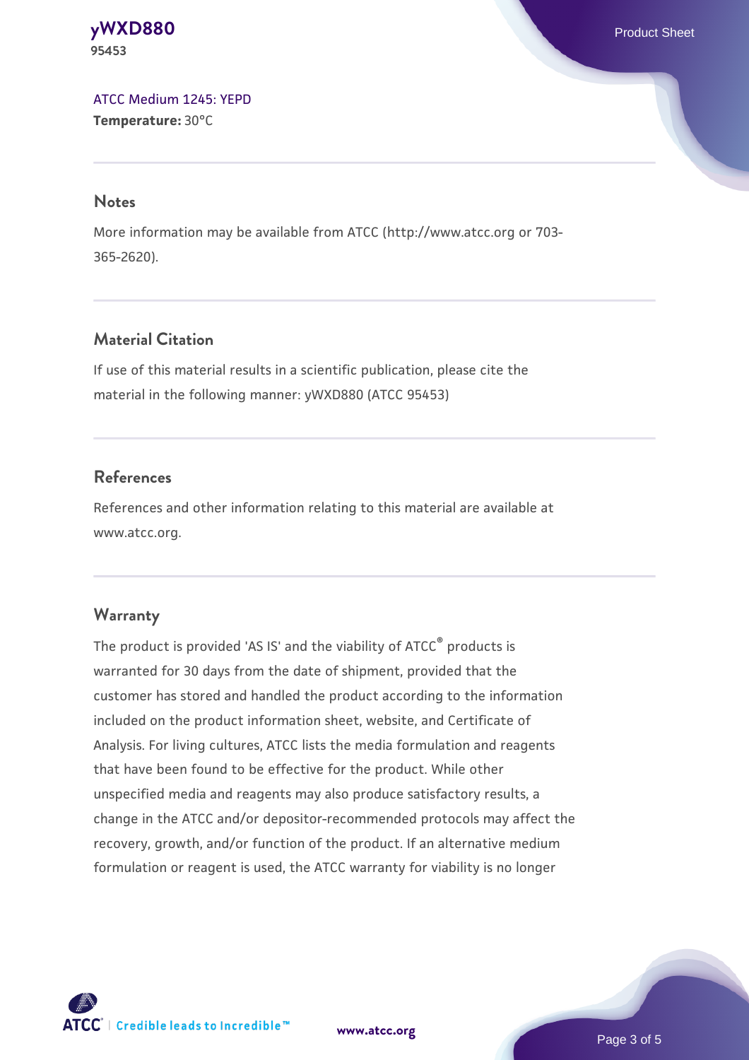[ATCC Medium 1245: YEPD](#)
**Temperature:** 30°C

## Notes

More information may be available from ATCC (http://www.atcc.org or 703-365-2620).

## Material Citation

If use of this material results in a scientific publication, please cite the material in the following manner: yWXD880 (ATCC 95453)

## References

References and other information relating to this material are available at www.atcc.org.

## Warranty

The product is provided 'AS IS' and the viability of ATCC® products is warranted for 30 days from the date of shipment, provided that the customer has stored and handled the product according to the information included on the product information sheet, website, and Certificate of Analysis. For living cultures, ATCC lists the media formulation and reagents that have been found to be effective for the product. While other unspecified media and reagents may also produce satisfactory results, a change in the ATCC and/or depositor-recommended protocols may affect the recovery, growth, and/or function of the product. If an alternative medium formulation or reagent is used, the ATCC warranty for viability is no longer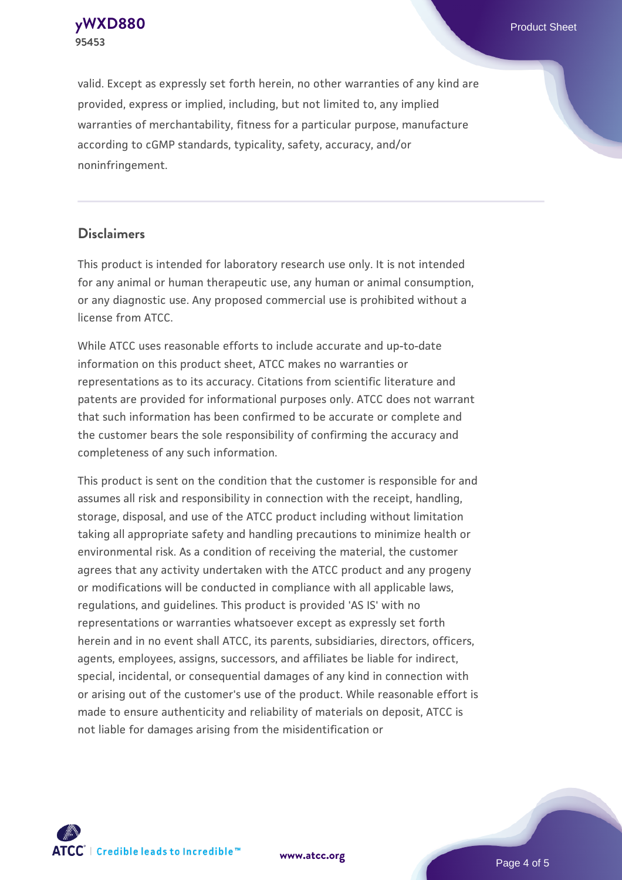valid. Except as expressly set forth herein, no other warranties of any kind are provided, express or implied, including, but not limited to, any implied warranties of merchantability, fitness for a particular purpose, manufacture according to cGMP standards, typicality, safety, accuracy, and/or noninfringement.

## Disclaimers

This product is intended for laboratory research use only. It is not intended for any animal or human therapeutic use, any human or animal consumption, or any diagnostic use. Any proposed commercial use is prohibited without a license from ATCC.

While ATCC uses reasonable efforts to include accurate and up-to-date information on this product sheet, ATCC makes no warranties or representations as to its accuracy. Citations from scientific literature and patents are provided for informational purposes only. ATCC does not warrant that such information has been confirmed to be accurate or complete and the customer bears the sole responsibility of confirming the accuracy and completeness of any such information.

This product is sent on the condition that the customer is responsible for and assumes all risk and responsibility in connection with the receipt, handling, storage, disposal, and use of the ATCC product including without limitation taking all appropriate safety and handling precautions to minimize health or environmental risk. As a condition of receiving the material, the customer agrees that any activity undertaken with the ATCC product and any progeny or modifications will be conducted in compliance with all applicable laws, regulations, and guidelines. This product is provided 'AS IS' with no representations or warranties whatsoever except as expressly set forth herein and in no event shall ATCC, its parents, subsidiaries, directors, officers, agents, employees, assigns, successors, and affiliates be liable for indirect, special, incidental, or consequential damages of any kind in connection with or arising out of the customer's use of the product. While reasonable effort is made to ensure authenticity and reliability of materials on deposit, ATCC is not liable for damages arising from the misidentification or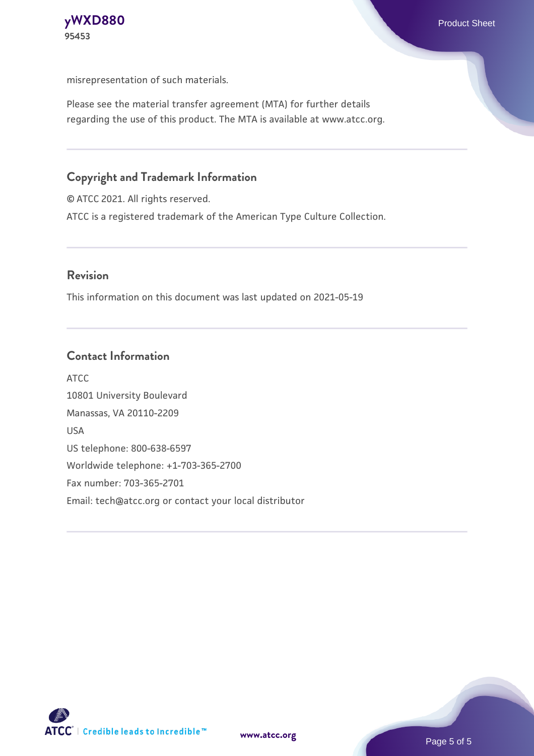misrepresentation of such materials.

Please see the material transfer agreement (MTA) for further details regarding the use of this product. The MTA is available at www.atcc.org.

## Copyright and Trademark Information

© ATCC 2021. All rights reserved.

ATCC is a registered trademark of the American Type Culture Collection.

## Revision

This information on this document was last updated on 2021-05-19

## Contact Information

ATCC
10801 University Boulevard
Manassas, VA 20110-2209
USA
US telephone: 800-638-6597
Worldwide telephone: +1-703-365-2700
Fax number: 703-365-2701
Email: tech@atcc.org or contact your local distributor